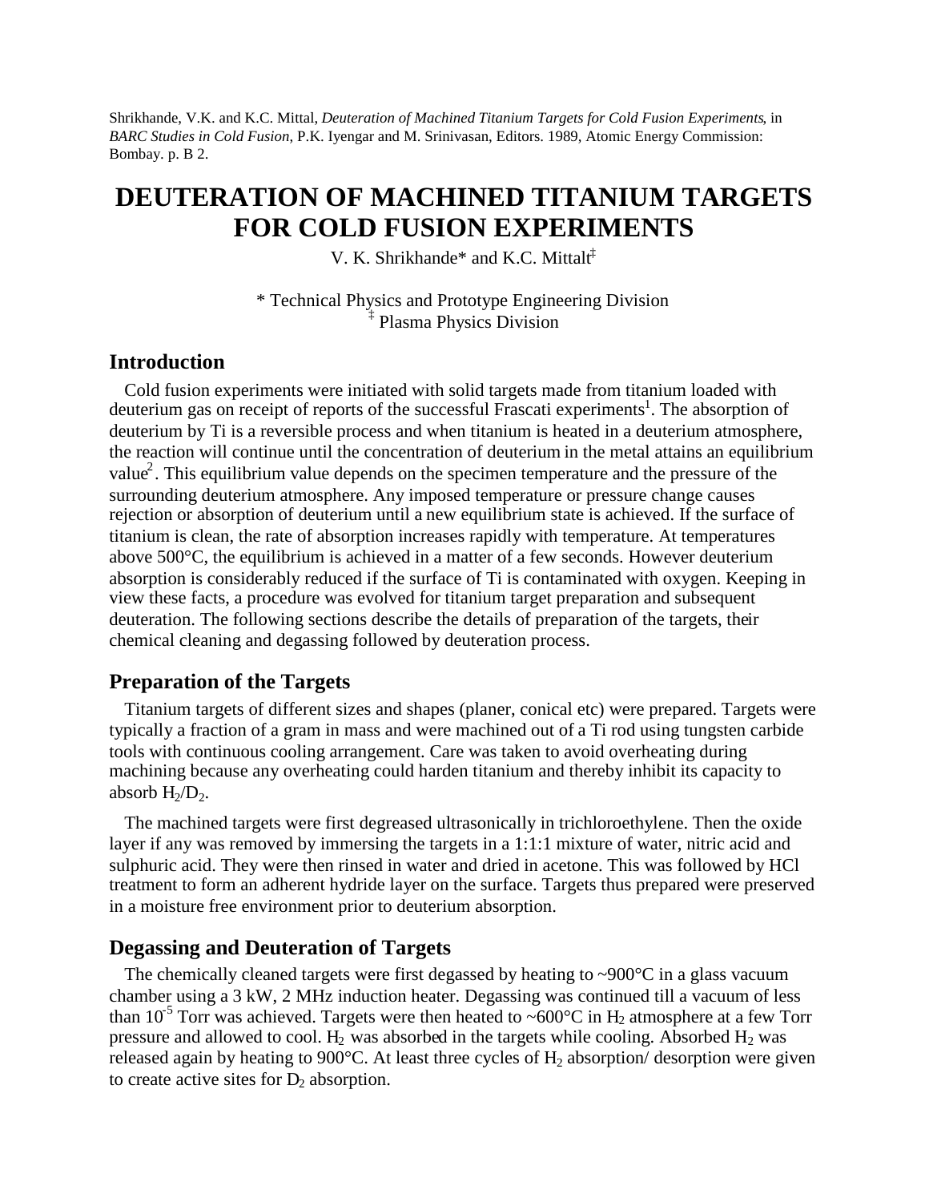Shrikhande, V.K. and K.C. Mittal, *Deuteration of Machined Titanium Targets for Cold Fusion Experiments*, in *BARC Studies in Cold Fusion*, P.K. Iyengar and M. Srinivasan, Editors. 1989, Atomic Energy Commission: Bombay. p. B 2.

# DEUTERATION OF MACHINED TITANIUM TARGETS FOR COLD FUSION EXPERIMENTS

V. K. Shrikhande* and K.C. Mittalt[‡]

\* Technical Physics and Prototype Engineering Division
[‡] Plasma Physics Division

## Introduction

Cold fusion experiments were initiated with solid targets made from titanium loaded with deuterium gas on receipt of reports of the successful Frascati experiments[1]. The absorption of deuterium by Ti is a reversible process and when titanium is heated in a deuterium atmosphere, the reaction will continue until the concentration of deuterium in the metal attains an equilibrium value[2]. This equilibrium value depends on the specimen temperature and the pressure of the surrounding deuterium atmosphere. Any imposed temperature or pressure change causes rejection or absorption of deuterium until a new equilibrium state is achieved. If the surface of titanium is clean, the rate of absorption increases rapidly with temperature. At temperatures above 500°C, the equilibrium is achieved in a matter of a few seconds. However deuterium absorption is considerably reduced if the surface of Ti is contaminated with oxygen. Keeping in view these facts, a procedure was evolved for titanium target preparation and subsequent deuteration. The following sections describe the details of preparation of the targets, their chemical cleaning and degassing followed by deuteration process.

## Preparation of the Targets

Titanium targets of different sizes and shapes (planer, conical etc) were prepared. Targets were typically a fraction of a gram in mass and were machined out of a Ti rod using tungsten carbide tools with continuous cooling arrangement. Care was taken to avoid overheating during machining because any overheating could harden titanium and thereby inhibit its capacity to absorb $H_2/D_2$.

The machined targets were first degreased ultrasonically in trichloroethylene. Then the oxide layer if any was removed by immersing the targets in a 1:1:1 mixture of water, nitric acid and sulphuric acid. They were then rinsed in water and dried in acetone. This was followed by HCl treatment to form an adherent hydride layer on the surface. Targets thus prepared were preserved in a moisture free environment prior to deuterium absorption.

## Degassing and Deuteration of Targets

The chemically cleaned targets were first degassed by heating to ~900°C in a glass vacuum chamber using a 3 kW, 2 MHz induction heater. Degassing was continued till a vacuum of less than $10^{-5}$ Torr was achieved. Targets were then heated to ~600°C in $H_2$ atmosphere at a few Torr pressure and allowed to cool. $H_2$ was absorbed in the targets while cooling. Absorbed $H_2$ was released again by heating to 900°C. At least three cycles of $H_2$ absorption/ desorption were given to create active sites for $D_2$ absorption.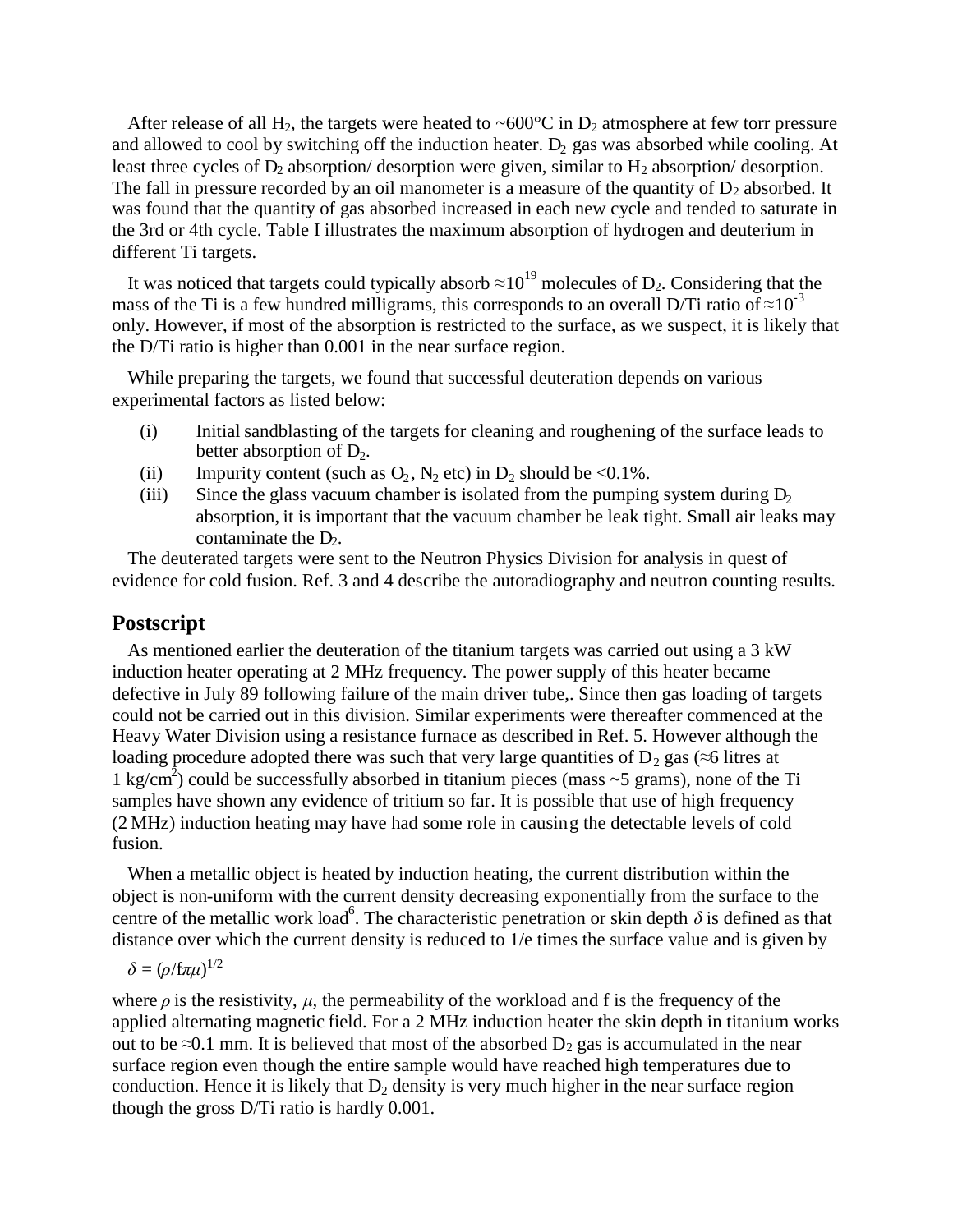After release of all $H_2$, the targets were heated to ~600°C in $D_2$ atmosphere at few torr pressure and allowed to cool by switching off the induction heater. $D_2$ gas was absorbed while cooling. At least three cycles of $D_2$ absorption/ desorption were given, similar to $H_2$ absorption/ desorption. The fall in pressure recorded by an oil manometer is a measure of the quantity of $D_2$ absorbed. It was found that the quantity of gas absorbed increased in each new cycle and tended to saturate in the 3rd or 4th cycle. Table I illustrates the maximum absorption of hydrogen and deuterium in different Ti targets.

It was noticed that targets could typically absorb $\approx 10^{19}$ molecules of $D_2$. Considering that the mass of the Ti is a few hundred milligrams, this corresponds to an overall D/Ti ratio of $\approx 10^{-3}$ only. However, if most of the absorption is restricted to the surface, as we suspect, it is likely that the D/Ti ratio is higher than 0.001 in the near surface region.

While preparing the targets, we found that successful deuteration depends on various experimental factors as listed below:

(i) Initial sandblasting of the targets for cleaning and roughening of the surface leads to better absorption of $D_2$.

(ii) Impurity content (such as $O_2$, $N_2$ etc) in $D_2$ should be <0.1%.

(iii) Since the glass vacuum chamber is isolated from the pumping system during $D_2$ absorption, it is important that the vacuum chamber be leak tight. Small air leaks may contaminate the $D_2$.

The deuterated targets were sent to the Neutron Physics Division for analysis in quest of evidence for cold fusion. Ref. 3 and 4 describe the autoradiography and neutron counting results.

## Postscript

As mentioned earlier the deuteration of the titanium targets was carried out using a 3 kW induction heater operating at 2 MHz frequency. The power supply of this heater became defective in July 89 following failure of the main driver tube,. Since then gas loading of targets could not be carried out in this division. Similar experiments were thereafter commenced at the Heavy Water Division using a resistance furnace as described in Ref. 5. However although the loading procedure adopted there was such that very large quantities of $D_2$ gas (≈6 litres at 1 kg/cm$^2$) could be successfully absorbed in titanium pieces (mass ~5 grams), none of the Ti samples have shown any evidence of tritium so far. It is possible that use of high frequency (2 MHz) induction heating may have had some role in causing the detectable levels of cold fusion.

When a metallic object is heated by induction heating, the current distribution within the object is non-uniform with the current density decreasing exponentially from the surface to the centre of the metallic work load[6]. The characteristic penetration or skin depth $\delta$ is defined as that distance over which the current density is reduced to 1/e times the surface value and is given by

$$\delta = (\rho / f\pi\mu)^{1/2}$$

where $\rho$ is the resistivity, $\mu$, the permeability of the workload and f is the frequency of the applied alternating magnetic field. For a 2 MHz induction heater the skin depth in titanium works out to be ≈0.1 mm. It is believed that most of the absorbed $D_2$ gas is accumulated in the near surface region even though the entire sample would have reached high temperatures due to conduction. Hence it is likely that $D_2$ density is very much higher in the near surface region though the gross D/Ti ratio is hardly 0.001.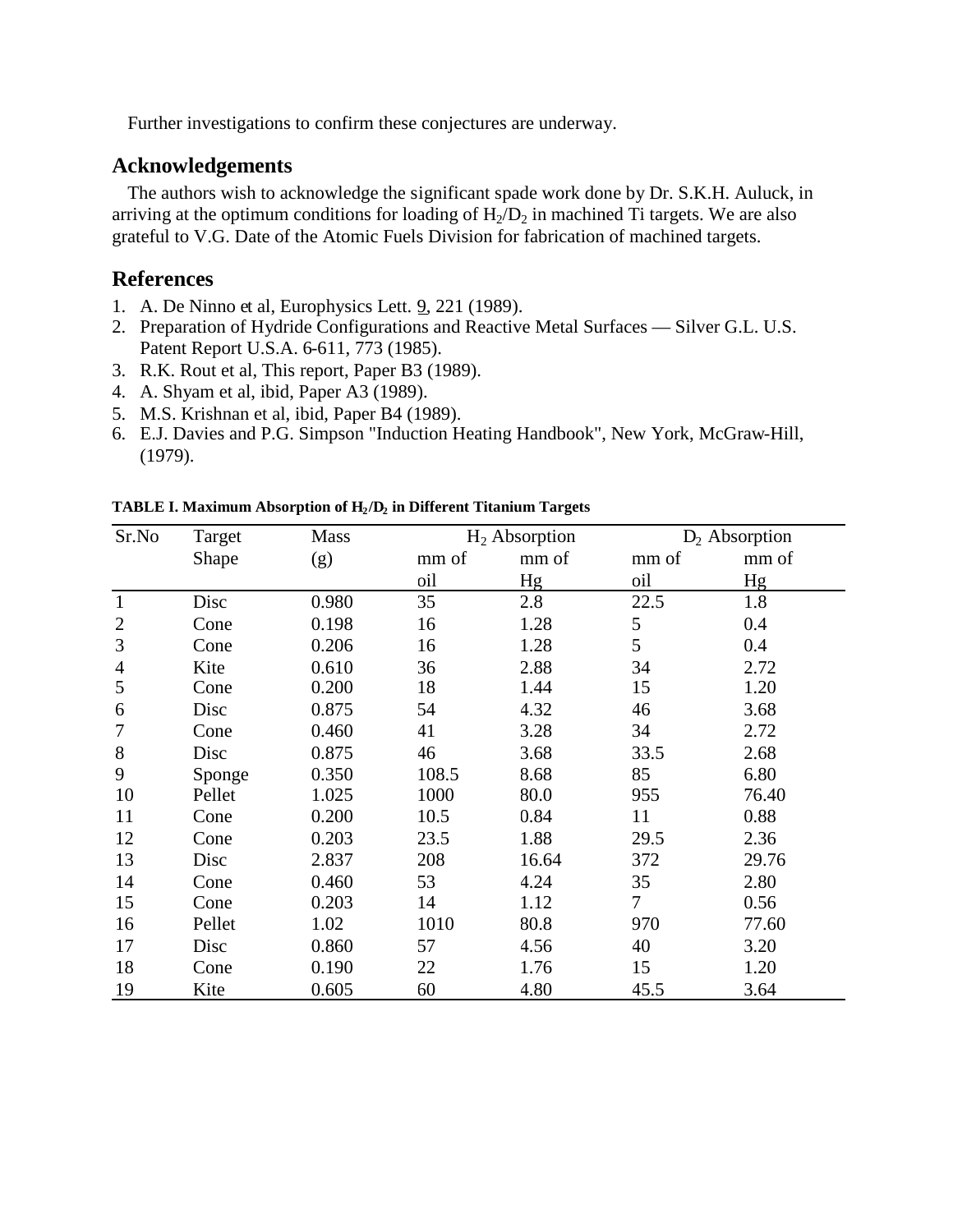Further investigations to confirm these conjectures are underway.

## Acknowledgements

The authors wish to acknowledge the significant spade work done by Dr. S.K.H. Auluck, in arriving at the optimum conditions for loading of $H_2/D_2$ in machined Ti targets. We are also grateful to V.G. Date of the Atomic Fuels Division for fabrication of machined targets.

## References

1. A. De Ninno et al, Europhysics Lett. 9, 221 (1989).
2. Preparation of Hydride Configurations and Reactive Metal Surfaces — Silver G.L. U.S. Patent Report U.S.A. 6-611, 773 (1985).
3. R.K. Rout et al, This report, Paper B3 (1989).
4. A. Shyam et al, ibid, Paper A3 (1989).
5. M.S. Krishnan et al, ibid, Paper B4 (1989).
6. E.J. Davies and P.G. Simpson "Induction Heating Handbook", New York, McGraw-Hill, (1979).

**TABLE I. Maximum Absorption of $H_2/D_2$ in Different Titanium Targets**

| Sr.No | Target Shape | Mass (g) | $H_2$ Absorption | | $D_2$ Absorption | |
|---|---|---|---|---|---|---|
| | | | mm of oil | mm of Hg | mm of oil | mm of Hg |
| 1 | Disc | 0.980 | 35 | 2.8 | 22.5 | 1.8 |
| 2 | Cone | 0.198 | 16 | 1.28 | 5 | 0.4 |
| 3 | Cone | 0.206 | 16 | 1.28 | 5 | 0.4 |
| 4 | Kite | 0.610 | 36 | 2.88 | 34 | 2.72 |
| 5 | Cone | 0.200 | 18 | 1.44 | 15 | 1.20 |
| 6 | Disc | 0.875 | 54 | 4.32 | 46 | 3.68 |
| 7 | Cone | 0.460 | 41 | 3.28 | 34 | 2.72 |
| 8 | Disc | 0.875 | 46 | 3.68 | 33.5 | 2.68 |
| 9 | Sponge | 0.350 | 108.5 | 8.68 | 85 | 6.80 |
| 10 | Pellet | 1.025 | 1000 | 80.0 | 955 | 76.40 |
| 11 | Cone | 0.200 | 10.5 | 0.84 | 11 | 0.88 |
| 12 | Cone | 0.203 | 23.5 | 1.88 | 29.5 | 2.36 |
| 13 | Disc | 2.837 | 208 | 16.64 | 372 | 29.76 |
| 14 | Cone | 0.460 | 53 | 4.24 | 35 | 2.80 |
| 15 | Cone | 0.203 | 14 | 1.12 | 7 | 0.56 |
| 16 | Pellet | 1.02 | 1010 | 80.8 | 970 | 77.60 |
| 17 | Disc | 0.860 | 57 | 4.56 | 40 | 3.20 |
| 18 | Cone | 0.190 | 22 | 1.76 | 15 | 1.20 |
| 19 | Kite | 0.605 | 60 | 4.80 | 45.5 | 3.64 |